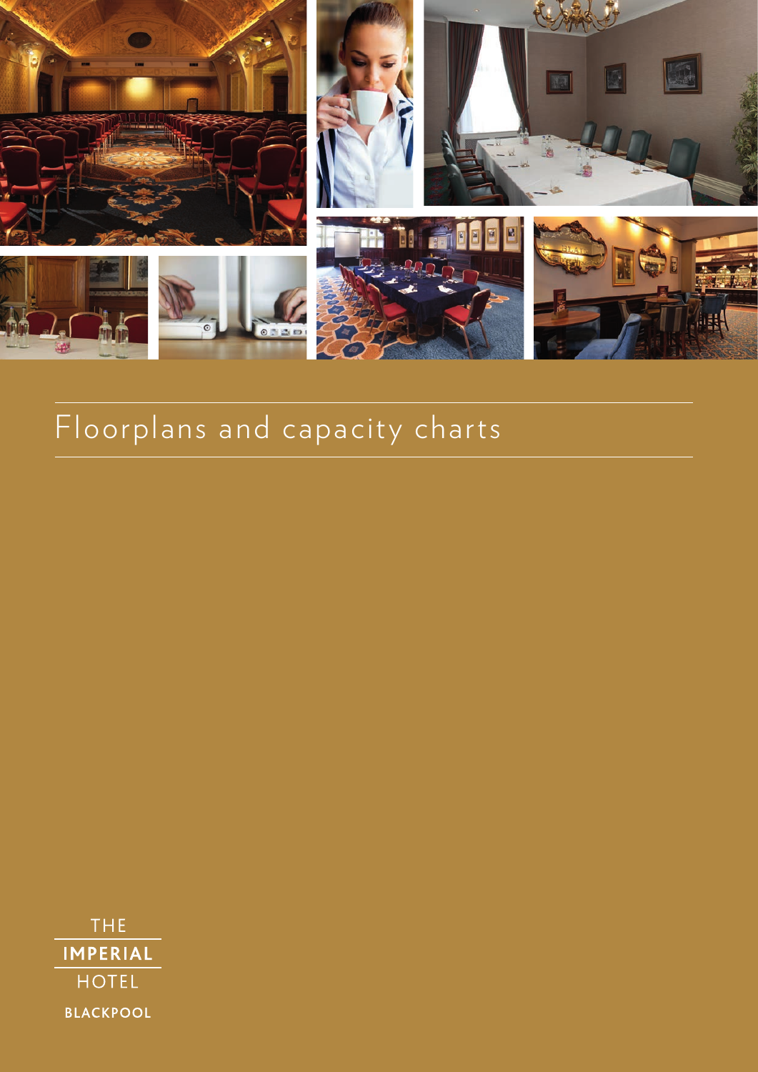# Floorplans and capacity charts

THE
**IMPERIAL**
HOTEL
**BLACKPOOL**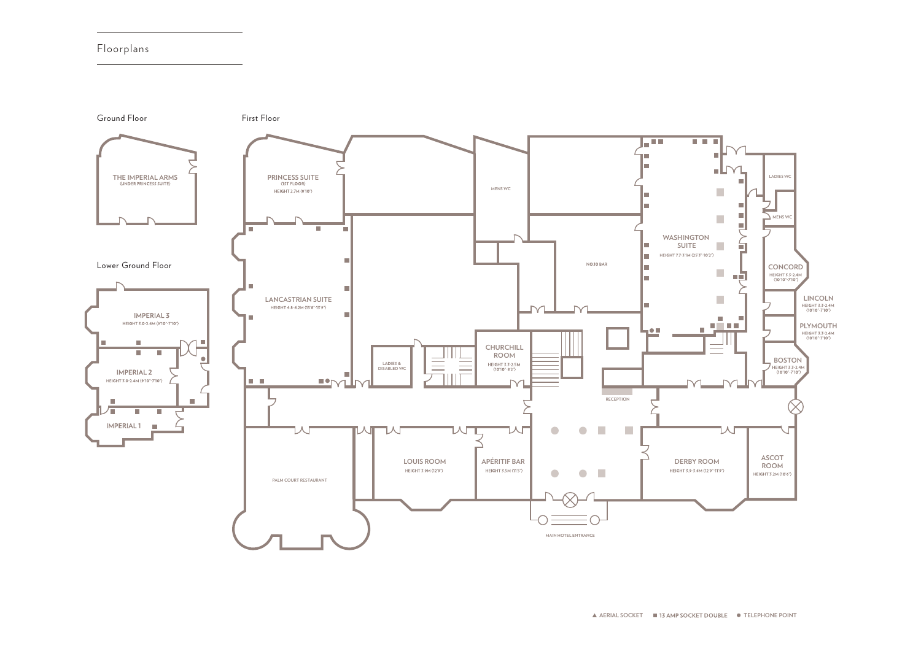# Floorplans

## Ground Floor

THE IMPERIAL ARMS
(UNDER PRINCESS SUITE)

## Lower Ground Floor

IMPERIAL 3
HEIGHT 3.0-2.4M (9'10"-7'10")

IMPERIAL 2
HEIGHT 3.0-2.4M (9'10"-7'10")

IMPERIAL 1

## First Floor

PRINCESS SUITE
(1ST FLOOR)
HEIGHT 2.7M (8'10")

LANCASTRIAN SUITE
HEIGHT 4.8-4.2M (15'8"-13'9")

MENS WC

NO10 BAR

WASHINGTON SUITE
HEIGHT 7.7-3.1M (25'3"-10'2")

LADIES WC

MENS WC

CONCORD
HEIGHT 3.3-2.4M
(10'10"-7'10")

LINCOLN
HEIGHT 3.3-2.4M
(10'10"-7'10")

PLYMOUTH
HEIGHT 3.3-2.4M
(10'10"-7'10")

BOSTON
HEIGHT 3.3-2.4M
(10'10"-7'10")

LADIES & DISABLED WC

CHURCHILL ROOM
HEIGHT 3.3-2.5M
(10'10" -8'2")

RECEPTION

PALM COURT RESTAURANT

LOUIS ROOM
HEIGHT 3.9M (12'9")

APÉRITIF BAR
HEIGHT 3.5M (11'5")

DERBY ROOM
HEIGHT 3.9-3.4M (12'9"-11'9")

ASCOT ROOM
HEIGHT 3.2M (10'6")

MAIN HOTEL ENTRANCE

▲ AERIAL SOCKET ■ 13 AMP SOCKET DOUBLE ● TELEPHONE POINT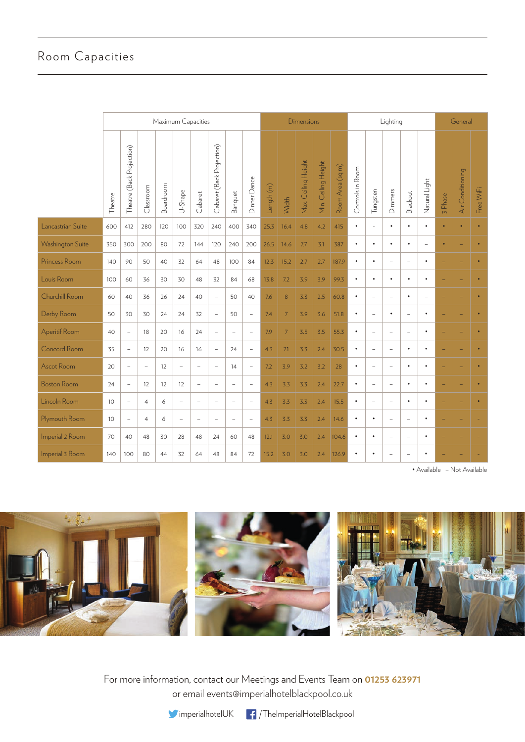# Room Capacities

| | Maximum Capacities | | | | | | | | | Dimensions | | | | | Lighting | | | | | General | | |
|---|---|---|---|---|---|---|---|---|---|---|---|---|---|---|---|---|---|---|---|---|---|---|
| | Theatre | Theatre (Back Projection) | Classroom | Boardroom | U-Shape | Cabaret | Cabaret (Back Projection) | Banquet | Dinner Dance | Length (m) | Width | Max. Ceiling Height | Min. Ceiling Height | Room Area (sq m) | Controls in Room | Tungsten | Dimmers | Blackout | Natural Light | 3 Phase | Air Conditioning | Free WiFi |
| Lancastrian Suite | 600 | 412 | 280 | 120 | 100 | 320 | 240 | 400 | 340 | 25.3 | 16.4 | 4.8 | 4.2 | 415 | • | – | • | • | • | • | • | • |
| Washington Suite | 350 | 300 | 200 | 80 | 72 | 144 | 120 | 240 | 200 | 26.5 | 14.6 | 7.7 | 3.1 | 387 | • | • | • | • | – | • | – | • |
| Princess Room | 140 | 90 | 50 | 40 | 32 | 64 | 48 | 100 | 84 | 12.3 | 15.2 | 2.7 | 2.7 | 187.9 | • | • | – | – | • | – | – | • |
| Louis Room | 100 | 60 | 36 | 30 | 30 | 48 | 32 | 84 | 68 | 13.8 | 7.2 | 3.9 | 3.9 | 99.3 | • | • | • | • | • | – | – | • |
| Churchill Room | 60 | 40 | 36 | 26 | 24 | 40 | – | 50 | 40 | 7.6 | 8 | 3.3 | 2.5 | 60.8 | • | – | – | • | – | – | – | • |
| Derby Room | 50 | 30 | 30 | 24 | 24 | 32 | – | 50 | – | 7.4 | 7 | 3.9 | 3.6 | 51.8 | • | – | • | – | • | – | – | • |
| Aperitif Room | 40 | – | 18 | 20 | 16 | 24 | – | – | – | 7.9 | 7 | 3.5 | 3.5 | 55.3 | • | – | – | – | • | – | – | • |
| Concord Room | 35 | – | 12 | 20 | 16 | 16 | – | 24 | – | 4.3 | 7.1 | 3.3 | 2.4 | 30.5 | • | – | – | • | • | – | – | • |
| Ascot Room | 20 | – | – | 12 | – | – | – | 14 | – | 7.2 | 3.9 | 3.2 | 3.2 | 28 | • | – | – | • | • | – | – | • |
| Boston Room | 24 | – | 12 | 12 | 12 | – | – | – | – | 4.3 | 3.3 | 3.3 | 2.4 | 22.7 | • | – | – | • | • | – | – | • |
| Lincoln Room | 10 | – | 4 | 6 | – | – | – | – | – | 4.3 | 3.3 | 3.3 | 2.4 | 15.5 | • | – | – | • | • | – | – | • |
| Plymouth Room | 10 | – | 4 | 6 | – | – | – | – | – | 4.3 | 3.3 | 3.3 | 2.4 | 14.6 | • | • | – | – | • | – | – | – |
| Imperial 2 Room | 70 | 40 | 48 | 30 | 28 | 48 | 24 | 60 | 48 | 12.1 | 3.0 | 3.0 | 2.4 | 104.6 | • | • | – | – | • | – | – | – |
| Imperial 3 Room | 140 | 100 | 80 | 44 | 32 | 64 | 48 | 84 | 72 | 15.2 | 3.0 | 3.0 | 2.4 | 126.9 | • | • | – | – | • | – | – | – |

• Available – Not Available

For more information, contact our Meetings and Events Team on **01253 623971**
or email events@imperialhotelblackpool.co.uk

imperialhotelUK /TheImperialHotelBlackpool